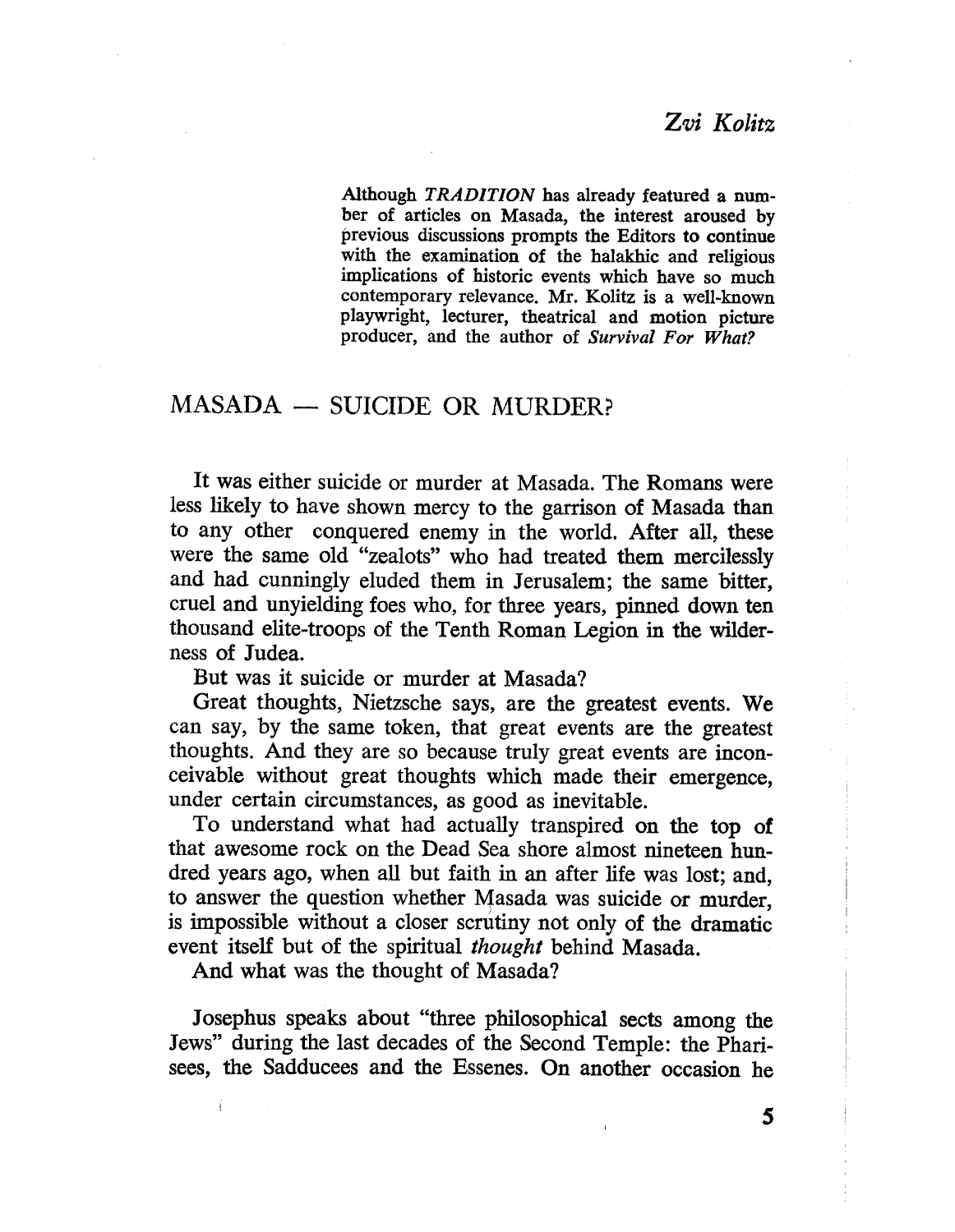*Zvi Kolitz*

Although *TRADITION* has already featured a number of articles on Masada, the interest aroused by previous discussions prompts the Editors to continue with the examination of the halakhic and religious implications of historic events which have so much contemporary relevance. Mr. Kolitz is a well-known playwright, lecturer, theatrical and motion picture producer, and the author of *Survival For What?*

# MASADA — SUICIDE OR MURDER?

It was either suicide or murder at Masada. The Romans were less likely to have shown mercy to the garrison of Masada than to any other conquered enemy in the world. After all, these were the same old "zealots" who had treated them mercilessly and had cunningly eluded them in Jerusalem; the same bitter, cruel and unyielding foes who, for three years, pinned down ten thousand elite-troops of the Tenth Roman Legion in the wilderness of Judea.

But was it suicide or murder at Masada?

Great thoughts, Nietzsche says, are the greatest events. We can say, by the same token, that great events are the greatest thoughts. And they are so because truly great events are inconceivable without great thoughts which made their emergence, under certain circumstances, as good as inevitable.

To understand what had actually transpired on the top of that awesome rock on the Dead Sea shore almost nineteen hundred years ago, when all but faith in an after life was lost; and, to answer the question whether Masada was suicide or murder, is impossible without a closer scrutiny not only of the dramatic event itself but of the spiritual *thought* behind Masada.

And what was the thought of Masada?

Josephus speaks about "three philosophical sects among the Jews" during the last decades of the Second Temple: the Pharisees, the Sadducees and the Essenes. On another occasion he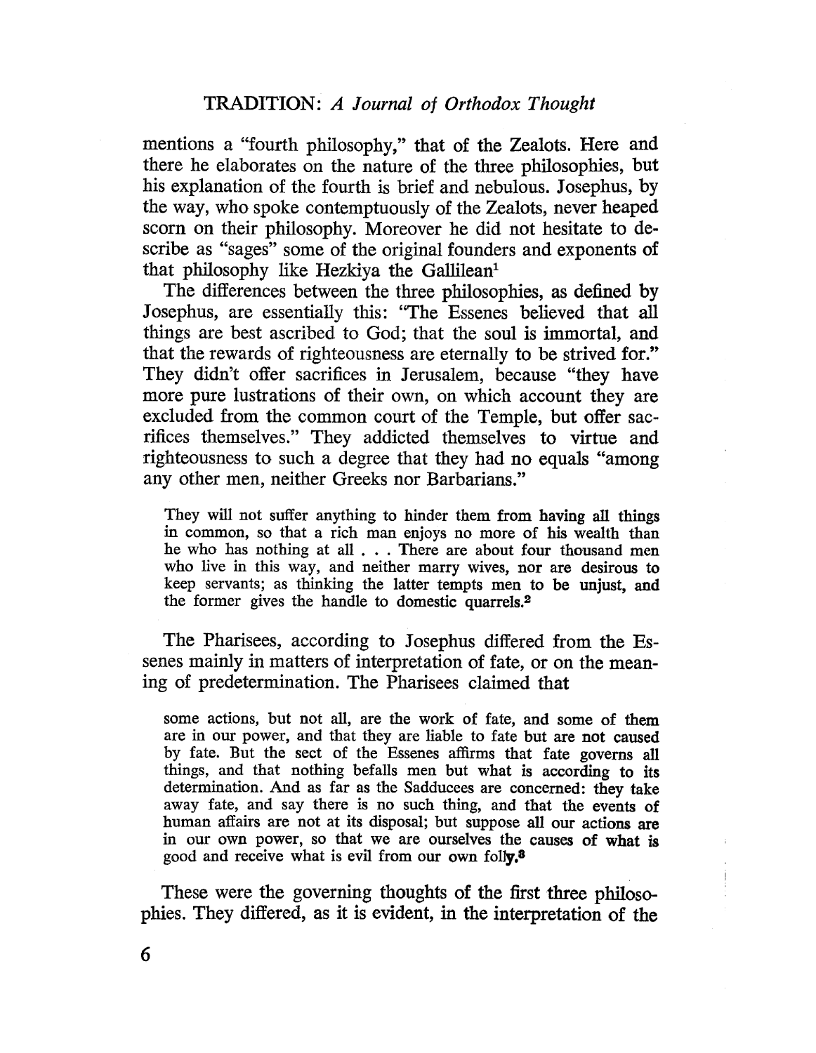mentions a "fourth philosophy," that of the Zealots. Here and there he elaborates on the nature of the three philosophies, but his explanation of the fourth is brief and nebulous. Josephus, by the way, who spoke contemptuously of the Zealots, never heaped scorn on their philosophy. Moreover he did not hesitate to describe as "sages" some of the original founders and exponents of that philosophy like Hezkiya the Gallilean[1]

The differences between the three philosophies, as defined by Josephus, are essentially this: "The Essenes believed that all things are best ascribed to God; that the soul is immortal, and that the rewards of righteousness are eternally to be strived for." They didn't offer sacrifices in Jerusalem, because "they have more pure lustrations of their own, on which account they are excluded from the common court of the Temple, but offer sacrifices themselves." They addicted themselves to virtue and righteousness to such a degree that they had no equals "among any other men, neither Greeks nor Barbarians."

> They will not suffer anything to hinder them from having all things in common, so that a rich man enjoys no more of his wealth than he who has nothing at all . . . There are about four thousand men who live in this way, and neither marry wives, nor are desirous to keep servants; as thinking the latter tempts men to be unjust, and the former gives the handle to domestic quarrels.[2]

The Pharisees, according to Josephus differed from the Essenes mainly in matters of interpretation of fate, or on the meaning of predetermination. The Pharisees claimed that

> some actions, but not all, are the work of fate, and some of them are in our power, and that they are liable to fate but are not caused by fate. But the sect of the Essenes affirms that fate governs all things, and that nothing befalls men but what is according to its determination. And as far as the Sadducees are concerned: they take away fate, and say there is no such thing, and that the events of human affairs are not at its disposal; but suppose all our actions are in our own power, so that we are ourselves the causes of what is good and receive what is evil from our own folly.[3]

These were the governing thoughts of the first three philosophies. They differed, as it is evident, in the interpretation of the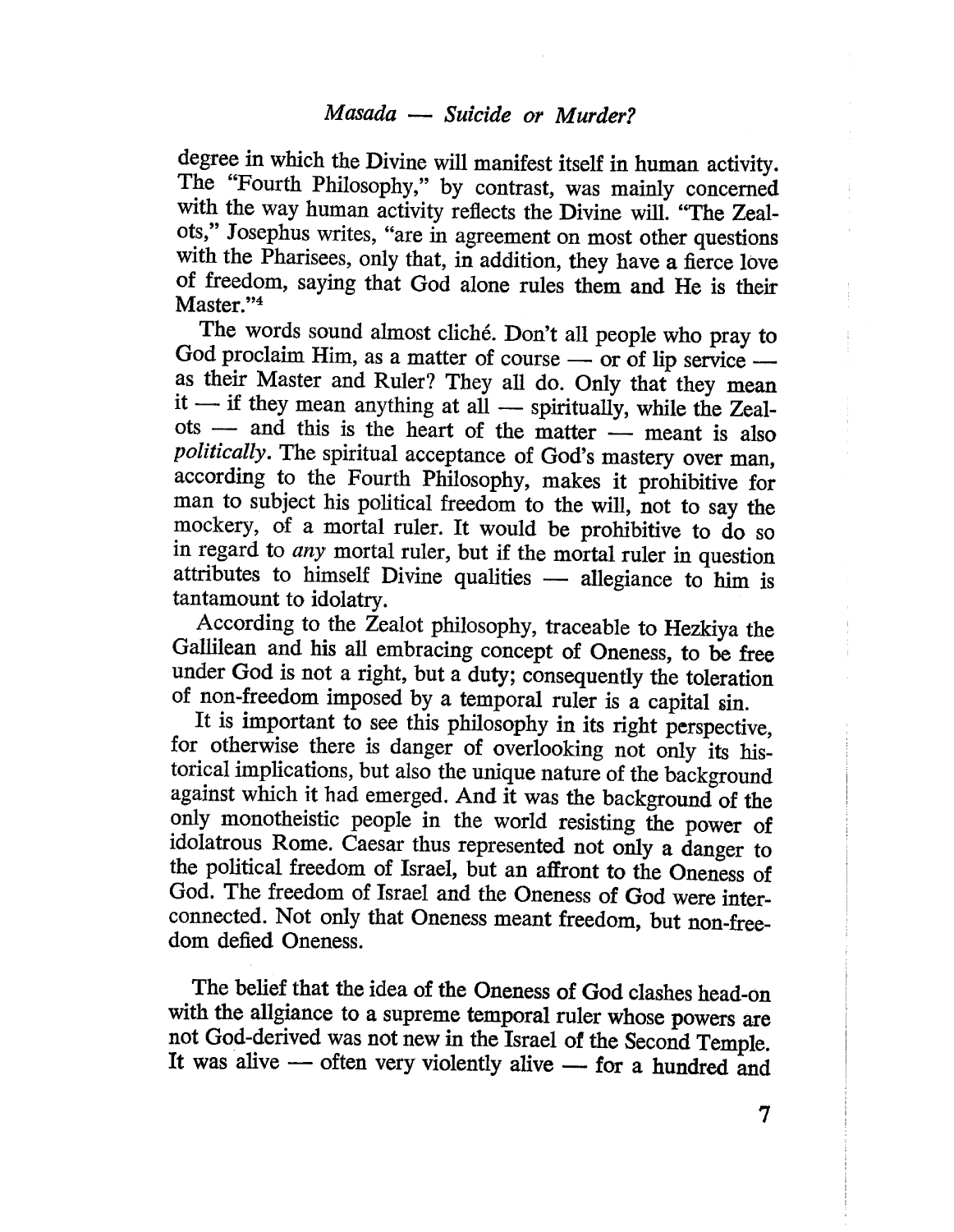degree in which the Divine will manifest itself in human activity. The "Fourth Philosophy," by contrast, was mainly concerned with the way human activity reflects the Divine will. "The Zealots," Josephus writes, "are in agreement on most other questions with the Pharisees, only that, in addition, they have a fierce love of freedom, saying that God alone rules them and He is their Master."[4]

The words sound almost cliché. Don't all people who pray to God proclaim Him, as a matter of course — or of lip service — as their Master and Ruler? They all do. Only that they mean it — if they mean anything at all — spiritually, while the Zealots — and this is the heart of the matter — meant is also *politically*. The spiritual acceptance of God's mastery over man, according to the Fourth Philosophy, makes it prohibitive for man to subject his political freedom to the will, not to say the mockery, of a mortal ruler. It would be prohibitive to do so in regard to *any* mortal ruler, but if the mortal ruler in question attributes to himself Divine qualities — allegiance to him is tantamount to idolatry.

According to the Zealot philosophy, traceable to Hezkiya the Gallilean and his all embracing concept of Oneness, to be free under God is not a right, but a duty; consequently the toleration of non-freedom imposed by a temporal ruler is a capital sin.

It is important to see this philosophy in its right perspective, for otherwise there is danger of overlooking not only its historical implications, but also the unique nature of the background against which it had emerged. And it was the background of the only monotheistic people in the world resisting the power of idolatrous Rome. Caesar thus represented not only a danger to the political freedom of Israel, but an affront to the Oneness of God. The freedom of Israel and the Oneness of God were interconnected. Not only that Oneness meant freedom, but non-freedom defied Oneness.

The belief that the idea of the Oneness of God clashes head-on with the allgiance to a supreme temporal ruler whose powers are not God-derived was not new in the Israel of the Second Temple. It was alive — often very violently alive — for a hundred and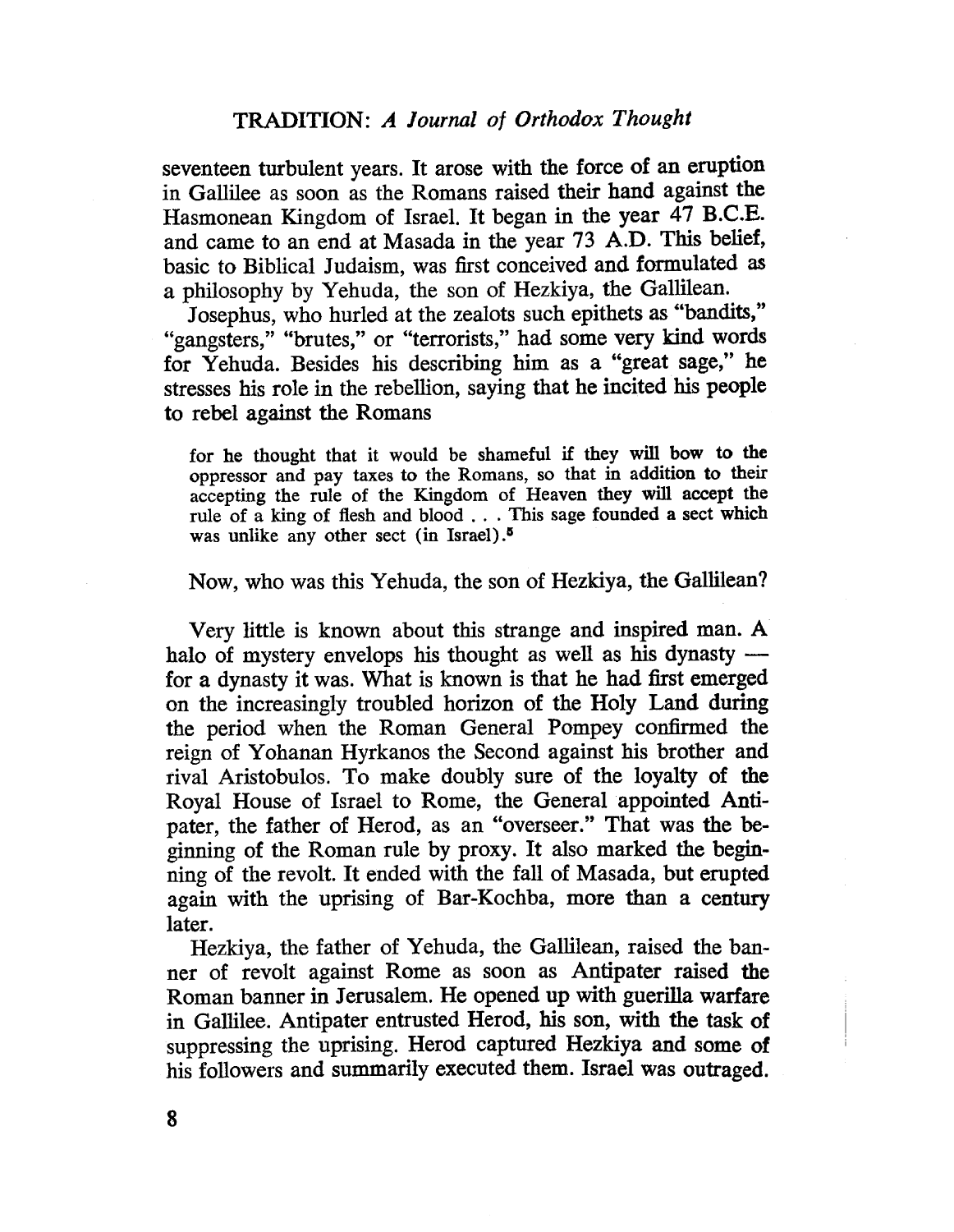seventeen turbulent years. It arose with the force of an eruption in Gallilee as soon as the Romans raised their hand against the Hasmonean Kingdom of Israel. It began in the year 47 B.C.E. and came to an end at Masada in the year 73 A.D. This belief, basic to Biblical Judaism, was first conceived and formulated as a philosophy by Yehuda, the son of Hezkiya, the Gallilean.

Josephus, who hurled at the zealots such epithets as "bandits," "gangsters," "brutes," or "terrorists," had some very kind words for Yehuda. Besides his describing him as a "great sage," he stresses his role in the rebellion, saying that he incited his people to rebel against the Romans

> for he thought that it would be shameful if they will bow to the oppressor and pay taxes to the Romans, so that in addition to their accepting the rule of the Kingdom of Heaven they will accept the rule of a king of flesh and blood . . . This sage founded a sect which was unlike any other sect (in Israel).[5]

Now, who was this Yehuda, the son of Hezkiya, the Gallilean?

Very little is known about this strange and inspired man. A halo of mystery envelops his thought as well as his dynasty — for a dynasty it was. What is known is that he had first emerged on the increasingly troubled horizon of the Holy Land during the period when the Roman General Pompey confirmed the reign of Yohanan Hyrkanos the Second against his brother and rival Aristobulos. To make doubly sure of the loyalty of the Royal House of Israel to Rome, the General appointed Antipater, the father of Herod, as an "overseer." That was the beginning of the Roman rule by proxy. It also marked the beginning of the revolt. It ended with the fall of Masada, but erupted again with the uprising of Bar-Kochba, more than a century later.

Hezkiya, the father of Yehuda, the Gallilean, raised the banner of revolt against Rome as soon as Antipater raised the Roman banner in Jerusalem. He opened up with guerilla warfare in Gallilee. Antipater entrusted Herod, his son, with the task of suppressing the uprising. Herod captured Hezkiya and some of his followers and summarily executed them. Israel was outraged.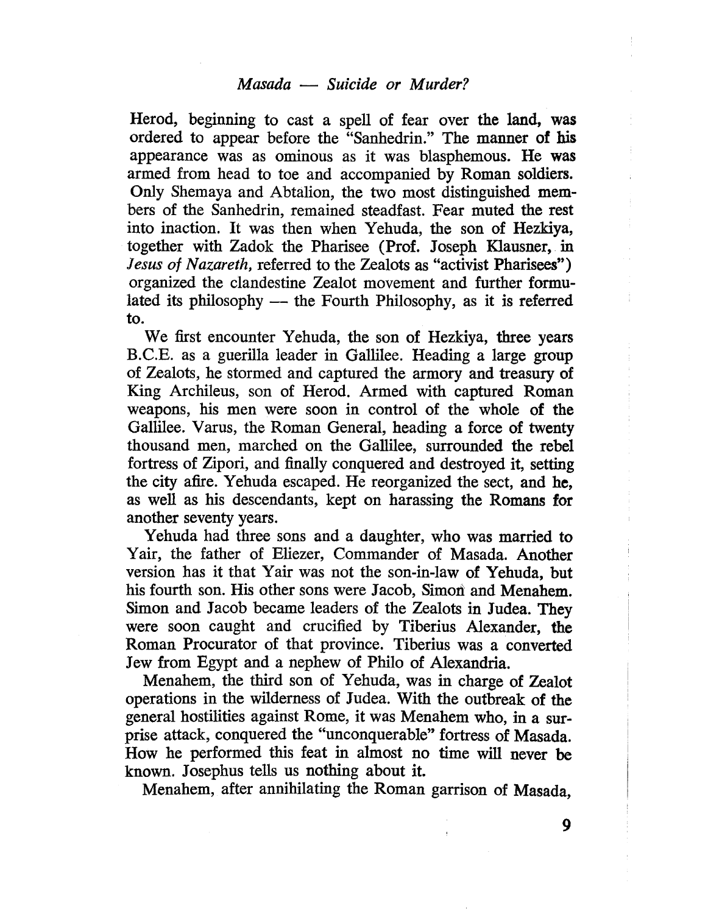Herod, beginning to cast a spell of fear over the land, was ordered to appear before the "Sanhedrin." The manner of his appearance was as ominous as it was blasphemous. He was armed from head to toe and accompanied by Roman soldiers. Only Shemaya and Abtalion, the two most distinguished members of the Sanhedrin, remained steadfast. Fear muted the rest into inaction. It was then when Yehuda, the son of Hezkiya, together with Zadok the Pharisee (Prof. Joseph Klausner, in *Jesus of Nazareth,* referred to the Zealots as "activist Pharisees") organized the clandestine Zealot movement and further formulated its philosophy — the Fourth Philosophy, as it is referred to.

We first encounter Yehuda, the son of Hezkiya, three years B.C.E. as a guerilla leader in Gallilee. Heading a large group of Zealots, he stormed and captured the armory and treasury of King Archileus, son of Herod. Armed with captured Roman weapons, his men were soon in control of the whole of the Gallilee. Varus, the Roman General, heading a force of twenty thousand men, marched on the Gallilee, surrounded the rebel fortress of Zipori, and finally conquered and destroyed it, setting the city afire. Yehuda escaped. He reorganized the sect, and he, as well as his descendants, kept on harassing the Romans for another seventy years.

Yehuda had three sons and a daughter, who was married to Yair, the father of Eliezer, Commander of Masada. Another version has it that Yair was not the son-in-law of Yehuda, but his fourth son. His other sons were Jacob, Simon and Menahem. Simon and Jacob became leaders of the Zealots in Judea. They were soon caught and crucified by Tiberius Alexander, the Roman Procurator of that province. Tiberius was a converted Jew from Egypt and a nephew of Philo of Alexandria.

Menahem, the third son of Yehuda, was in charge of Zealot operations in the wilderness of Judea. With the outbreak of the general hostilities against Rome, it was Menahem who, in a surprise attack, conquered the "unconquerable" fortress of Masada. How he performed this feat in almost no time will never be known. Josephus tells us nothing about it.

Menahem, after annihilating the Roman garrison of Masada,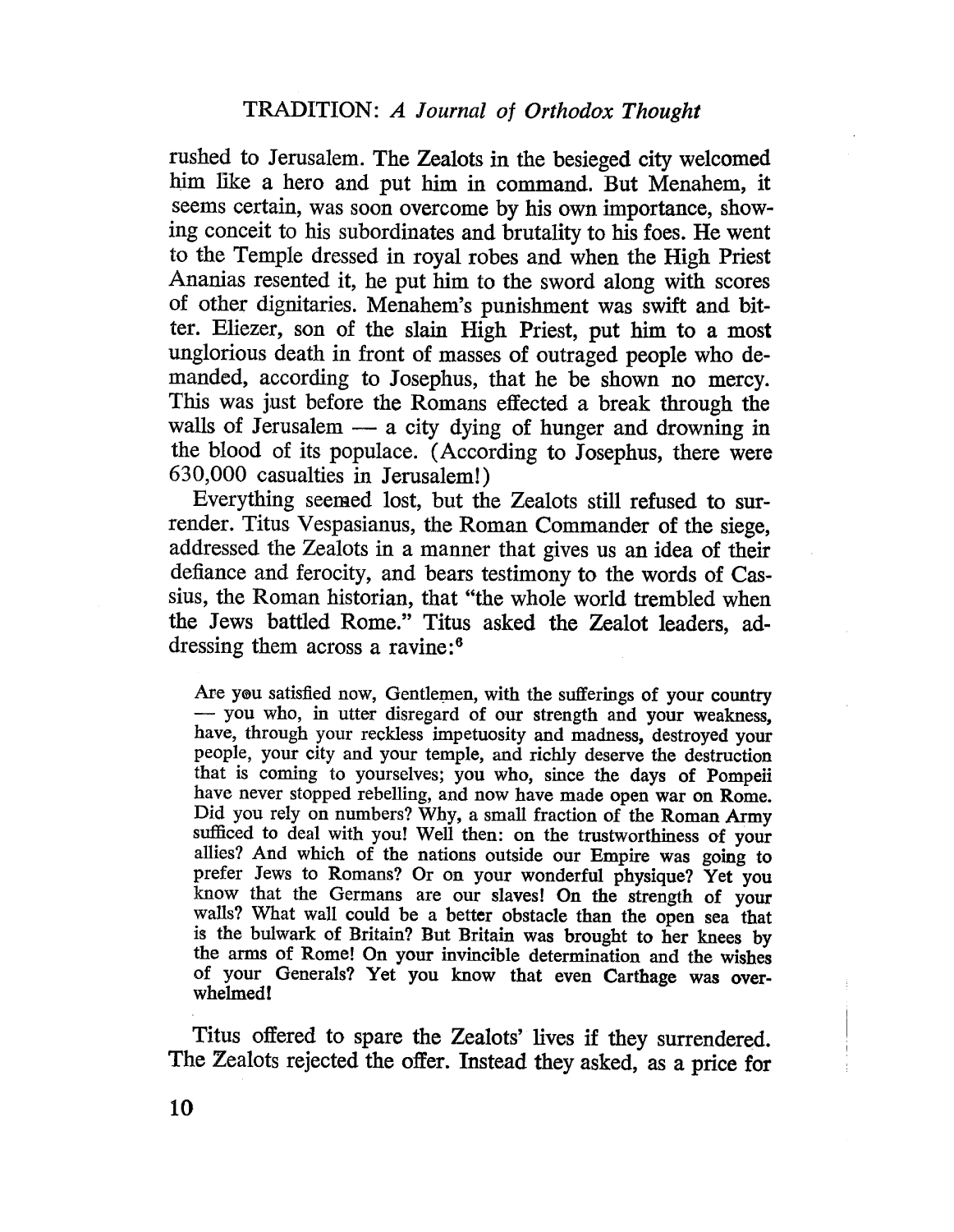rushed to Jerusalem. The Zealots in the besieged city welcomed him like a hero and put him in command. But Menahem, it seems certain, was soon overcome by his own importance, showing conceit to his subordinates and brutality to his foes. He went to the Temple dressed in royal robes and when the High Priest Ananias resented it, he put him to the sword along with scores of other dignitaries. Menahem's punishment was swift and bitter. Eliezer, son of the slain High Priest, put him to a most unglorious death in front of masses of outraged people who demanded, according to Josephus, that he be shown no mercy. This was just before the Romans effected a break through the walls of Jerusalem — a city dying of hunger and drowning in the blood of its populace. (According to Josephus, there were 630,000 casualties in Jerusalem!)

Everything seemed lost, but the Zealots still refused to surrender. Titus Vespasianus, the Roman Commander of the siege, addressed the Zealots in a manner that gives us an idea of their defiance and ferocity, and bears testimony to the words of Cassius, the Roman historian, that "the whole world trembled when the Jews battled Rome." Titus asked the Zealot leaders, addressing them across a ravine:[6]

> Are you satisfied now, Gentlemen, with the sufferings of your country — you who, in utter disregard of our strength and your weakness, have, through your reckless impetuosity and madness, destroyed your people, your city and your temple, and richly deserve the destruction that is coming to yourselves; you who, since the days of Pompeii have never stopped rebelling, and now have made open war on Rome. Did you rely on numbers? Why, a small fraction of the Roman Army sufficed to deal with you! Well then: on the trustworthiness of your allies? And which of the nations outside our Empire was going to prefer Jews to Romans? Or on your wonderful physique? Yet you know that the Germans are our slaves! On the strength of your walls? What wall could be a better obstacle than the open sea that is the bulwark of Britain? But Britain was brought to her knees by the arms of Rome! On your invincible determination and the wishes of your Generals? Yet you know that even Carthage was overwhelmed!

Titus offered to spare the Zealots' lives if they surrendered. The Zealots rejected the offer. Instead they asked, as a price for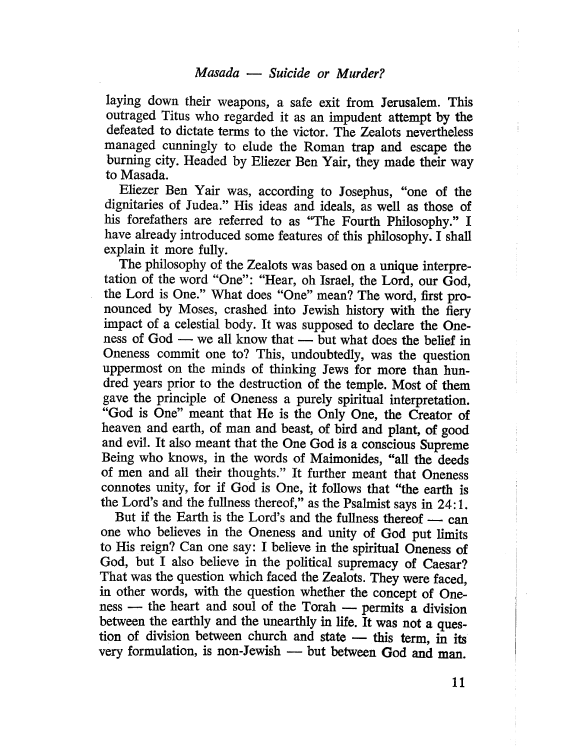laying down their weapons, a safe exit from Jerusalem. This outraged Titus who regarded it as an impudent attempt by the defeated to dictate terms to the victor. The Zealots nevertheless managed cunningly to elude the Roman trap and escape the burning city. Headed by Eliezer Ben Yair, they made their way to Masada.

Eliezer Ben Yair was, according to Josephus, "one of the dignitaries of Judea." His ideas and ideals, as well as those of his forefathers are referred to as "The Fourth Philosophy." I have already introduced some features of this philosophy. I shall explain it more fully.

The philosophy of the Zealots was based on a unique interpretation of the word "One": "Hear, oh Israel, the Lord, our God, the Lord is One." What does "One" mean? The word, first pronounced by Moses, crashed into Jewish history with the fiery impact of a celestial body. It was supposed to declare the Oneness of God — we all know that — but what does the belief in Oneness commit one to? This, undoubtedly, was the question uppermost on the minds of thinking Jews for more than hundred years prior to the destruction of the temple. Most of them gave the principle of Oneness a purely spiritual interpretation. "God is One" meant that He is the Only One, the Creator of heaven and earth, of man and beast, of bird and plant, of good and evil. It also meant that the One God is a conscious Supreme Being who knows, in the words of Maimonides, "all the deeds of men and all their thoughts." It further meant that Oneness connotes unity, for if God is One, it follows that "the earth is the Lord's and the fullness thereof," as the Psalmist says in 24:1.

But if the Earth is the Lord's and the fullness thereof — can one who believes in the Oneness and unity of God put limits to His reign? Can one say: I believe in the spiritual Oneness of God, but I also believe in the political supremacy of Caesar? That was the question which faced the Zealots. They were faced, in other words, with the question whether the concept of Oneness — the heart and soul of the Torah — permits a division between the earthly and the unearthly in life. It was not a question of division between church and state — this term, in its very formulation, is non-Jewish — but between God and man.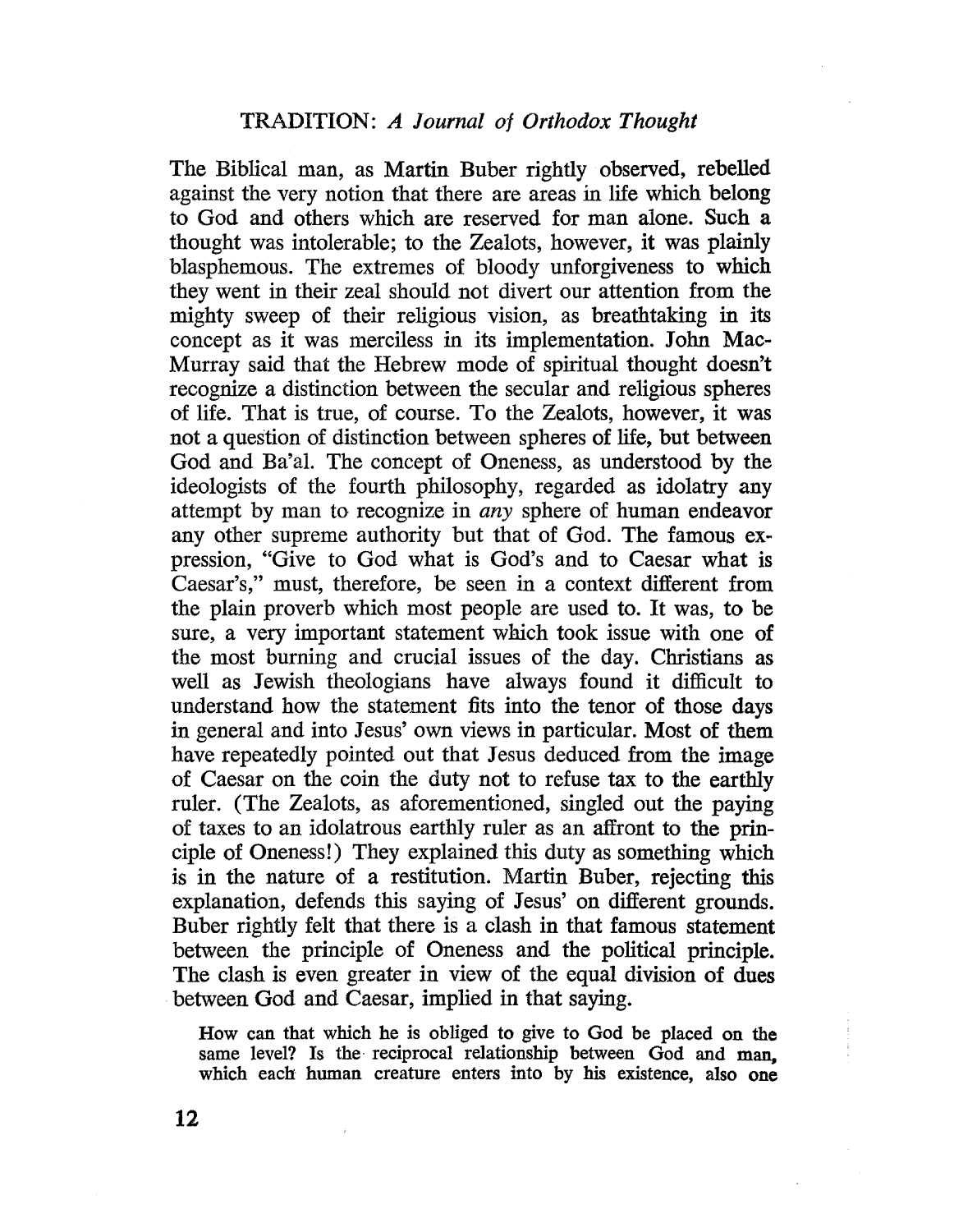The Biblical man, as Martin Buber rightly observed, rebelled against the very notion that there are areas in life which belong to God and others which are reserved for man alone. Such a thought was intolerable; to the Zealots, however, it was plainly blasphemous. The extremes of bloody unforgiveness to which they went in their zeal should not divert our attention from the mighty sweep of their religious vision, as breathtaking in its concept as it was merciless in its implementation. John MacMurray said that the Hebrew mode of spiritual thought doesn't recognize a distinction between the secular and religious spheres of life. That is true, of course. To the Zealots, however, it was not a question of distinction between spheres of life, but between God and Ba'al. The concept of Oneness, as understood by the ideologists of the fourth philosophy, regarded as idolatry any attempt by man to recognize in *any* sphere of human endeavor any other supreme authority but that of God. The famous expression, "Give to God what is God's and to Caesar what is Caesar's," must, therefore, be seen in a context different from the plain proverb which most people are used to. It was, to be sure, a very important statement which took issue with one of the most burning and crucial issues of the day. Christians as well as Jewish theologians have always found it difficult to understand how the statement fits into the tenor of those days in general and into Jesus' own views in particular. Most of them have repeatedly pointed out that Jesus deduced from the image of Caesar on the coin the duty not to refuse tax to the earthly ruler. (The Zealots, as aforementioned, singled out the paying of taxes to an idolatrous earthly ruler as an affront to the principle of Oneness!) They explained this duty as something which is in the nature of a restitution. Martin Buber, rejecting this explanation, defends this saying of Jesus' on different grounds. Buber rightly felt that there is a clash in that famous statement between the principle of Oneness and the political principle. The clash is even greater in view of the equal division of dues between God and Caesar, implied in that saying.

> How can that which he is obliged to give to God be placed on the same level? Is the reciprocal relationship between God and man, which each human creature enters into by his existence, also one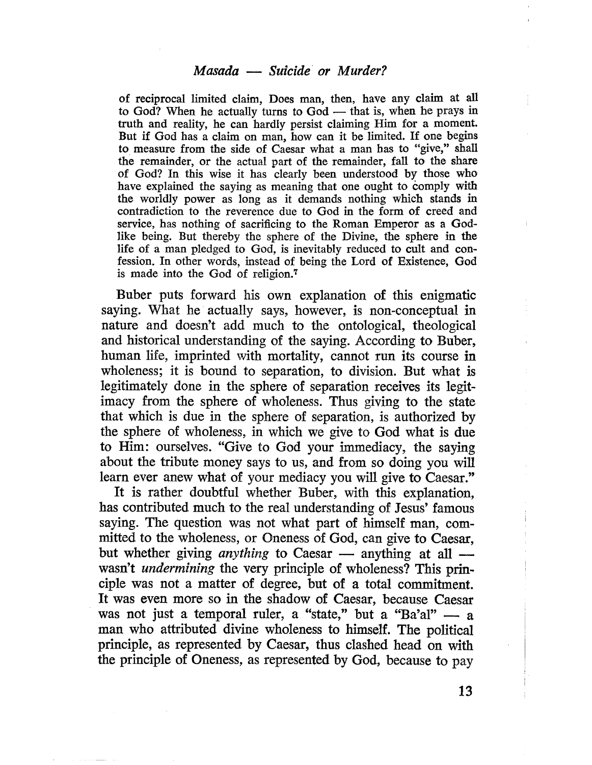> of reciprocal limited claim, Does man, then, have any claim at all to God? When he actually turns to God — that is, when he prays in truth and reality, he can hardly persist claiming Him for a moment. But if God has a claim on man, how can it be limited. If one begins to measure from the side of Caesar what a man has to "give," shall the remainder, or the actual part of the remainder, fall to the share of God? In this wise it has clearly been understood by those who have explained the saying as meaning that one ought to comply with the worldly power as long as it demands nothing which stands in contradiction to the reverence due to God in the form of creed and service, has nothing of sacrificing to the Roman Emperor as a God-like being. But thereby the sphere of the Divine, the sphere in the life of a man pledged to God, is inevitably reduced to cult and confession. In other words, instead of being the Lord of Existence, God is made into the God of religion.[7]

Buber puts forward his own explanation of this enigmatic saying. What he actually says, however, is non-conceptual in nature and doesn't add much to the ontological, theological and historical understanding of the saying. According to Buber, human life, imprinted with mortality, cannot run its course in wholeness; it is bound to separation, to division. But what is legitimately done in the sphere of separation receives its legitimacy from the sphere of wholeness. Thus giving to the state that which is due in the sphere of separation, is authorized by the sphere of wholeness, in which we give to God what is due to Him: ourselves. "Give to God your immediacy, the saying about the tribute money says to us, and from so doing you will learn ever anew what of your mediacy you will give to Caesar."

It is rather doubtful whether Buber, with this explanation, has contributed much to the real understanding of Jesus' famous saying. The question was not what part of himself man, committed to the wholeness, or Oneness of God, can give to Caesar, but whether giving *anything* to Caesar — anything at all — wasn't *undermining* the very principle of wholeness? This principle was not a matter of degree, but of a total commitment. It was even more so in the shadow of Caesar, because Caesar was not just a temporal ruler, a "state," but a "Ba'al" — a man who attributed divine wholeness to himself. The political principle, as represented by Caesar, thus clashed head on with the principle of Oneness, as represented by God, because to pay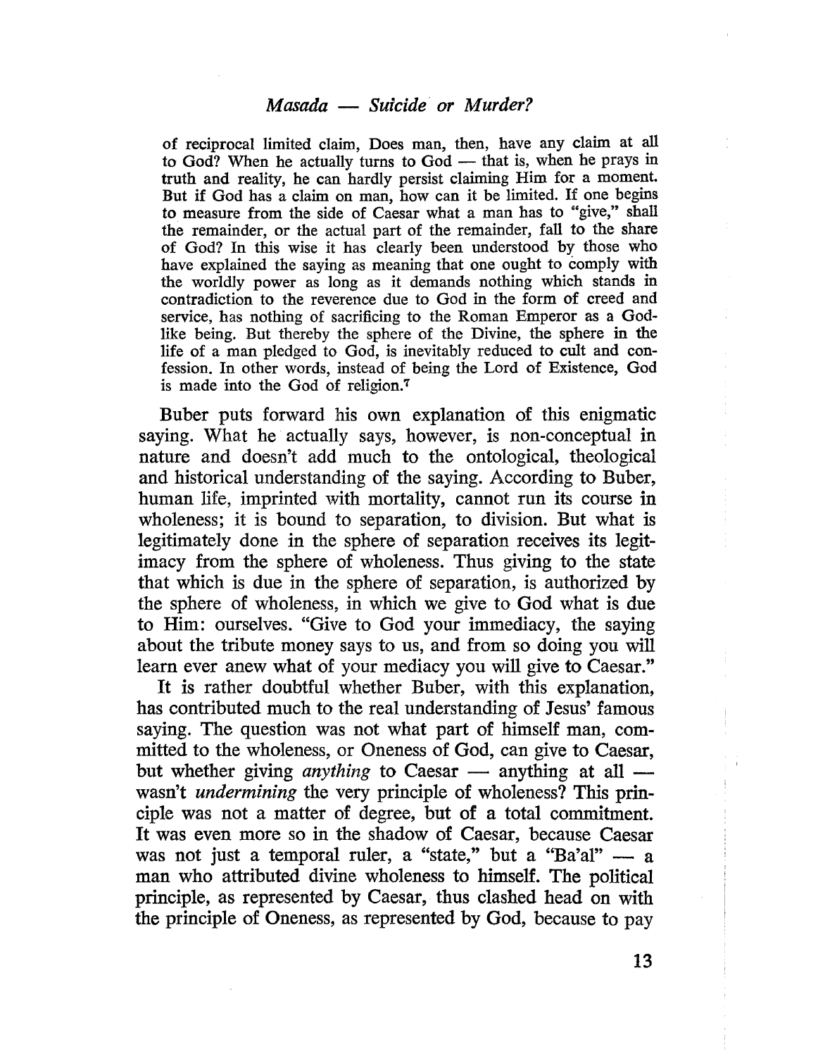> of reciprocal limited claim, Does man, then, have any claim at all to God? When he actually turns to God — that is, when he prays in truth and reality, he can hardly persist claiming Him for a moment. But if God has a claim on man, how can it be limited. If one begins to measure from the side of Caesar what a man has to "give," shall the remainder, or the actual part of the remainder, fall to the share of God? In this wise it has clearly been understood by those who have explained the saying as meaning that one ought to comply with the worldly power as long as it demands nothing which stands in contradiction to the reverence due to God in the form of creed and service, has nothing of sacrificing to the Roman Emperor as a God-like being. But thereby the sphere of the Divine, the sphere in the life of a man pledged to God, is inevitably reduced to cult and confession. In other words, instead of being the Lord of Existence, God is made into the God of religion.[7]

Buber puts forward his own explanation of this enigmatic saying. What he actually says, however, is non-conceptual in nature and doesn't add much to the ontological, theological and historical understanding of the saying. According to Buber, human life, imprinted with mortality, cannot run its course in wholeness; it is bound to separation, to division. But what is legitimately done in the sphere of separation receives its legitimacy from the sphere of wholeness. Thus giving to the state that which is due in the sphere of separation, is authorized by the sphere of wholeness, in which we give to God what is due to Him: ourselves. "Give to God your immediacy, the saying about the tribute money says to us, and from so doing you will learn ever anew what of your mediacy you will give to Caesar."

It is rather doubtful whether Buber, with this explanation, has contributed much to the real understanding of Jesus' famous saying. The question was not what part of himself man, committed to the wholeness, or Oneness of God, can give to Caesar, but whether giving *anything* to Caesar — anything at all — wasn't *undermining* the very principle of wholeness? This principle was not a matter of degree, but of a total commitment. It was even more so in the shadow of Caesar, because Caesar was not just a temporal ruler, a "state," but a "Ba'al" — a man who attributed divine wholeness to himself. The political principle, as represented by Caesar, thus clashed head on with the principle of Oneness, as represented by God, because to pay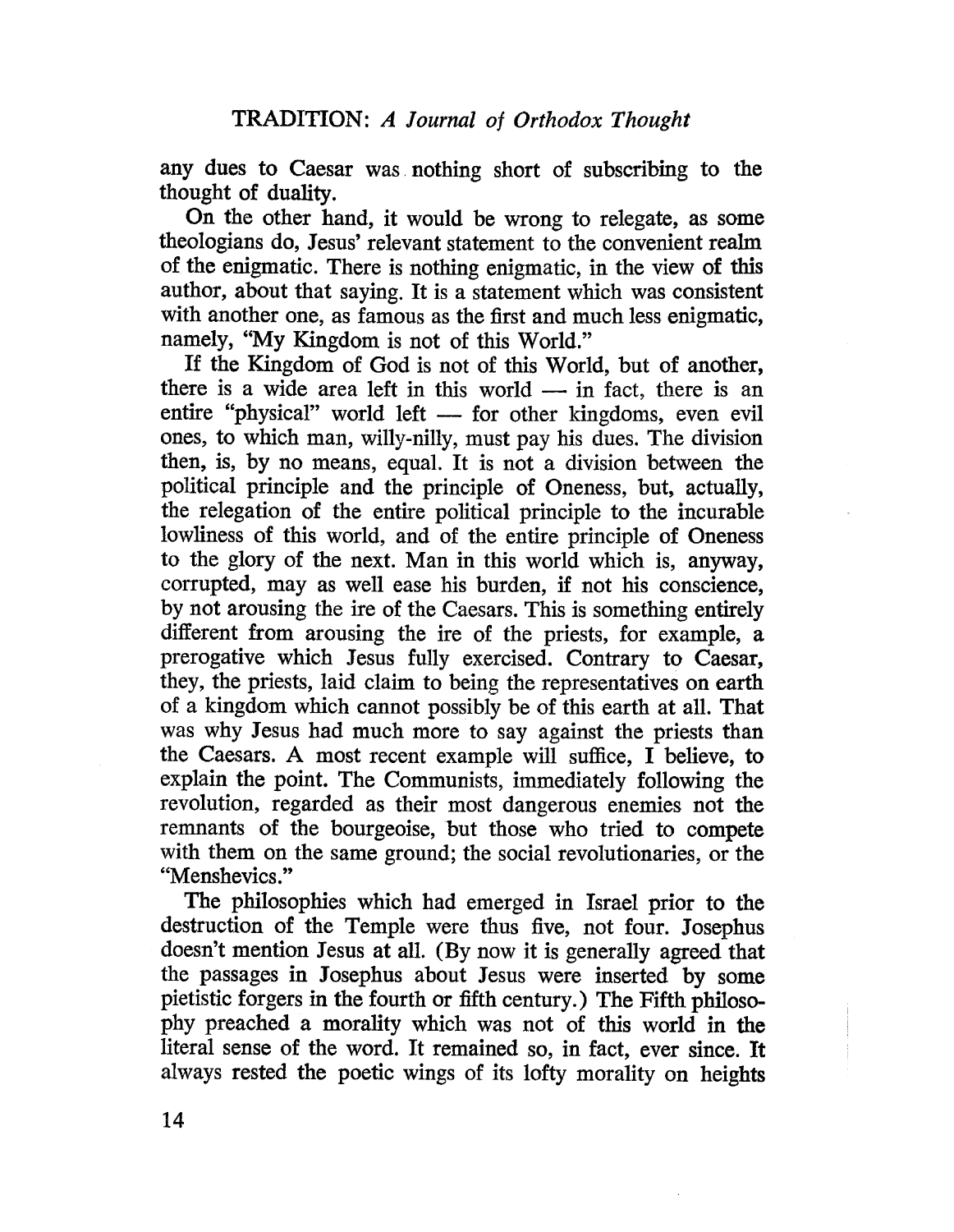any dues to Caesar was nothing short of subscribing to the thought of duality.

On the other hand, it would be wrong to relegate, as some theologians do, Jesus' relevant statement to the convenient realm of the enigmatic. There is nothing enigmatic, in the view of this author, about that saying. It is a statement which was consistent with another one, as famous as the first and much less enigmatic, namely, "My Kingdom is not of this World."

If the Kingdom of God is not of this World, but of another, there is a wide area left in this world — in fact, there is an entire "physical" world left — for other kingdoms, even evil ones, to which man, willy-nilly, must pay his dues. The division then, is, by no means, equal. It is not a division between the political principle and the principle of Oneness, but, actually, the relegation of the entire political principle to the incurable lowliness of this world, and of the entire principle of Oneness to the glory of the next. Man in this world which is, anyway, corrupted, may as well ease his burden, if not his conscience, by not arousing the ire of the Caesars. This is something entirely different from arousing the ire of the priests, for example, a prerogative which Jesus fully exercised. Contrary to Caesar, they, the priests, laid claim to being the representatives on earth of a kingdom which cannot possibly be of this earth at all. That was why Jesus had much more to say against the priests than the Caesars. A most recent example will suffice, I believe, to explain the point. The Communists, immediately following the revolution, regarded as their most dangerous enemies not the remnants of the bourgeoise, but those who tried to compete with them on the same ground; the social revolutionaries, or the "Menshevics."

The philosophies which had emerged in Israel prior to the destruction of the Temple were thus five, not four. Josephus doesn't mention Jesus at all. (By now it is generally agreed that the passages in Josephus about Jesus were inserted by some pietistic forgers in the fourth or fifth century.) The Fifth philosophy preached a morality which was not of this world in the literal sense of the word. It remained so, in fact, ever since. It always rested the poetic wings of its lofty morality on heights